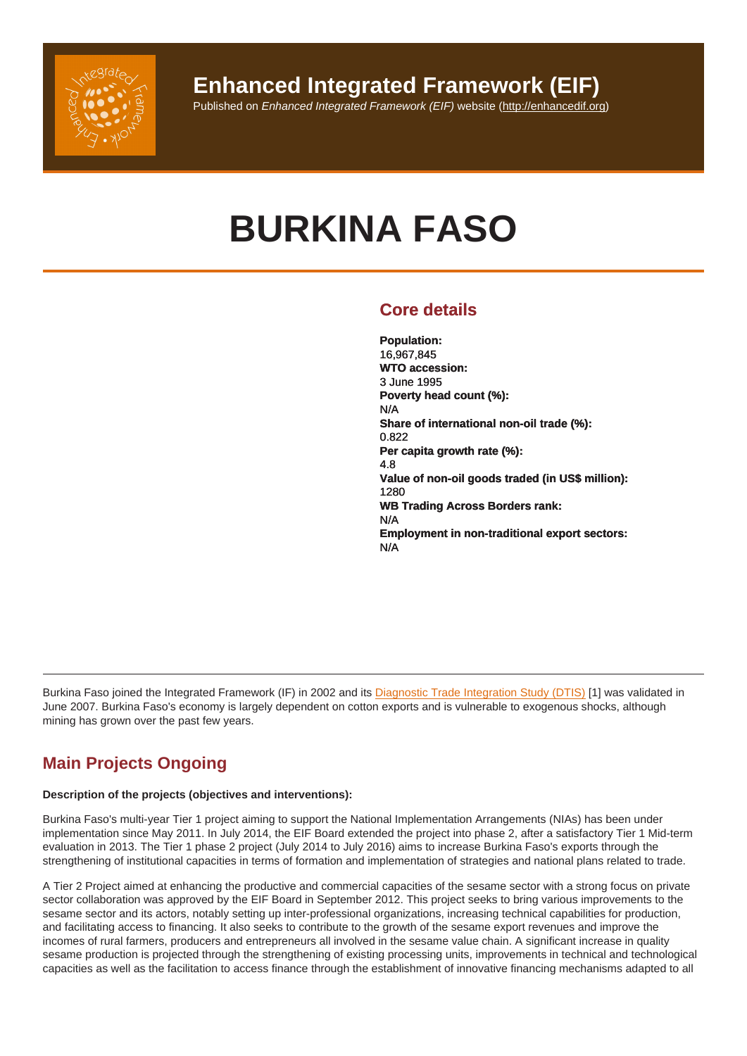# Enhanced Integrated Framework (EIF)

Published on *Enhanced Integrated Framework (EIF)* website (http://enhancedif.org)

# BURKINA FASO

## Core details

**Population:**
16,967,845
**WTO accession:**
3 June 1995
**Poverty head count (%):**
N/A
**Share of international non-oil trade (%):**
0.822
**Per capita growth rate (%):**
4.8
**Value of non-oil goods traded (in US$ million):**
1280
**WB Trading Across Borders rank:**
N/A
**Employment in non-traditional export sectors:**
N/A

Burkina Faso joined the Integrated Framework (IF) in 2002 and its Diagnostic Trade Integration Study (DTIS) [1] was validated in June 2007. Burkina Faso's economy is largely dependent on cotton exports and is vulnerable to exogenous shocks, although mining has grown over the past few years.

## Main Projects Ongoing

**Description of the projects (objectives and interventions):**

Burkina Faso's multi-year Tier 1 project aiming to support the National Implementation Arrangements (NIAs) has been under implementation since May 2011. In July 2014, the EIF Board extended the project into phase 2, after a satisfactory Tier 1 Mid-term evaluation in 2013. The Tier 1 phase 2 project (July 2014 to July 2016) aims to increase Burkina Faso's exports through the strengthening of institutional capacities in terms of formation and implementation of strategies and national plans related to trade.

A Tier 2 Project aimed at enhancing the productive and commercial capacities of the sesame sector with a strong focus on private sector collaboration was approved by the EIF Board in September 2012. This project seeks to bring various improvements to the sesame sector and its actors, notably setting up inter-professional organizations, increasing technical capabilities for production, and facilitating access to financing. It also seeks to contribute to the growth of the sesame export revenues and improve the incomes of rural farmers, producers and entrepreneurs all involved in the sesame value chain. A significant increase in quality sesame production is projected through the strengthening of existing processing units, improvements in technical and technological capacities as well as the facilitation to access finance through the establishment of innovative financing mechanisms adapted to all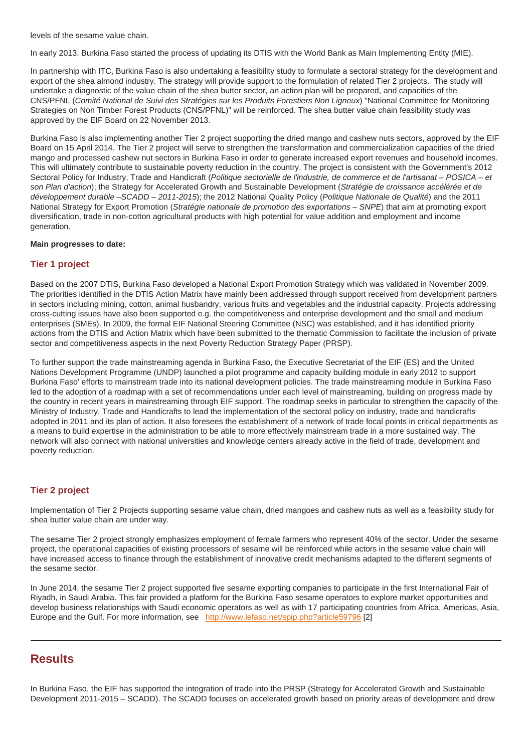levels of the sesame value chain.

In early 2013, Burkina Faso started the process of updating its DTIS with the World Bank as Main Implementing Entity (MIE).

In partnership with ITC, Burkina Faso is also undertaking a feasibility study to formulate a sectoral strategy for the development and export of the shea almond industry. The strategy will provide support to the formulation of related Tier 2 projects. The study will undertake a diagnostic of the value chain of the shea butter sector, an action plan will be prepared, and capacities of the CNS/PFNL (*Comité National de Suivi des Stratégies sur les Produits Forestiers Non Ligneux*) "National Committee for Monitoring Strategies on Non Timber Forest Products (CNS/PFNL)" will be reinforced. The shea butter value chain feasibility study was approved by the EIF Board on 22 November 2013.

Burkina Faso is also implementing another Tier 2 project supporting the dried mango and cashew nuts sectors, approved by the EIF Board on 15 April 2014. The Tier 2 project will serve to strengthen the transformation and commercialization capacities of the dried mango and processed cashew nut sectors in Burkina Faso in order to generate increased export revenues and household incomes. This will ultimately contribute to sustainable poverty reduction in the country. The project is consistent with the Government's 2012 Sectoral Policy for Industry, Trade and Handicraft (*Politique sectorielle de l'industrie, de commerce et de l'artisanat – POSICA – et son Plan d'action*); the Strategy for Accelerated Growth and Sustainable Development (*Stratégie de croissance accélérée et de développement durable –SCADD – 2011-2015*); the 2012 National Quality Policy (*Politique Nationale de Qualité*) and the 2011 National Strategy for Export Promotion (*Stratégie nationale de promotion des exportations – SNPE*) that aim at promoting export diversification, trade in non-cotton agricultural products with high potential for value addition and employment and income generation.

**Main progresses to date:**

### Tier 1 project

Based on the 2007 DTIS, Burkina Faso developed a National Export Promotion Strategy which was validated in November 2009. The priorities identified in the DTIS Action Matrix have mainly been addressed through support received from development partners in sectors including mining, cotton, animal husbandry, various fruits and vegetables and the industrial capacity. Projects addressing cross-cutting issues have also been supported e.g. the competitiveness and enterprise development and the small and medium enterprises (SMEs). In 2009, the formal EIF National Steering Committee (NSC) was established, and it has identified priority actions from the DTIS and Action Matrix which have been submitted to the thematic Commission to facilitate the inclusion of private sector and competitiveness aspects in the next Poverty Reduction Strategy Paper (PRSP).

To further support the trade mainstreaming agenda in Burkina Faso, the Executive Secretariat of the EIF (ES) and the United Nations Development Programme (UNDP) launched a pilot programme and capacity building module in early 2012 to support Burkina Faso' efforts to mainstream trade into its national development policies. The trade mainstreaming module in Burkina Faso led to the adoption of a roadmap with a set of recommendations under each level of mainstreaming, building on progress made by the country in recent years in mainstreaming through EIF support. The roadmap seeks in particular to strengthen the capacity of the Ministry of Industry, Trade and Handicrafts to lead the implementation of the sectoral policy on industry, trade and handicrafts adopted in 2011 and its plan of action. It also foresees the establishment of a network of trade focal points in critical departments as a means to build expertise in the administration to be able to more effectively mainstream trade in a more sustained way. The network will also connect with national universities and knowledge centers already active in the field of trade, development and poverty reduction.

### Tier 2 project

Implementation of Tier 2 Projects supporting sesame value chain, dried mangoes and cashew nuts as well as a feasibility study for shea butter value chain are under way.

The sesame Tier 2 project strongly emphasizes employment of female farmers who represent 40% of the sector. Under the sesame project, the operational capacities of existing processors of sesame will be reinforced while actors in the sesame value chain will have increased access to finance through the establishment of innovative credit mechanisms adapted to the different segments of the sesame sector.

In June 2014, the sesame Tier 2 project supported five sesame exporting companies to participate in the first International Fair of Riyadh, in Saudi Arabia. This fair provided a platform for the Burkina Faso sesame operators to explore market opportunities and develop business relationships with Saudi economic operators as well as with 17 participating countries from Africa, Americas, Asia, Europe and the Gulf. For more information, see http://www.lefaso.net/spip.php?article59796 [2]

---

## Results

In Burkina Faso, the EIF has supported the integration of trade into the PRSP (Strategy for Accelerated Growth and Sustainable Development 2011-2015 – SCADD). The SCADD focuses on accelerated growth based on priority areas of development and drew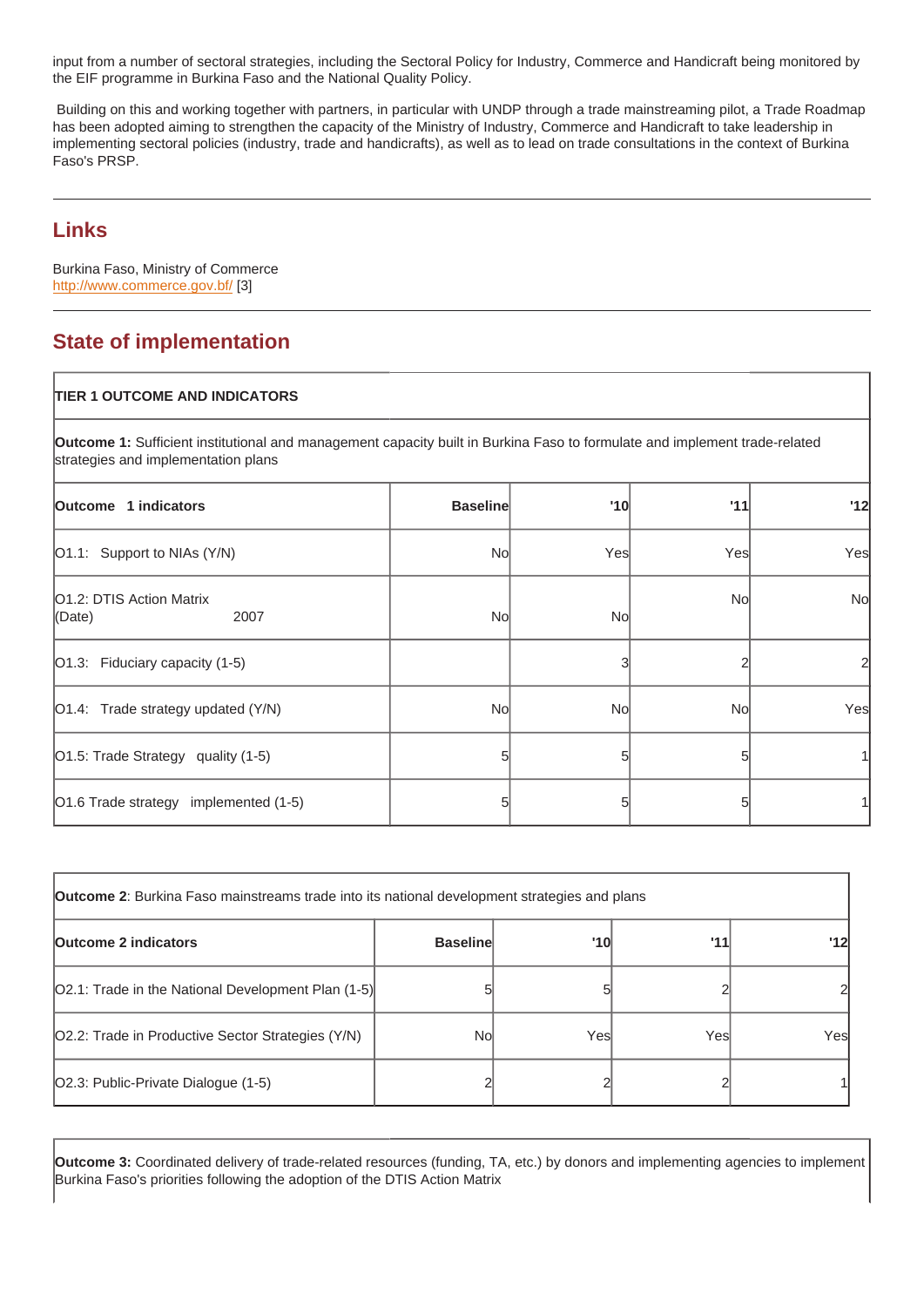input from a number of sectoral strategies, including the Sectoral Policy for Industry, Commerce and Handicraft being monitored by the EIF programme in Burkina Faso and the National Quality Policy.

Building on this and working together with partners, in particular with UNDP through a trade mainstreaming pilot, a Trade Roadmap has been adopted aiming to strengthen the capacity of the Ministry of Industry, Commerce and Handicraft to take leadership in implementing sectoral policies (industry, trade and handicrafts), as well as to lead on trade consultations in the context of Burkina Faso's PRSP.

## Links

Burkina Faso, Ministry of Commerce
http://www.commerce.gov.bf/ [3]

## State of implementation

| TIER 1 OUTCOME AND INDICATORS | | | | |
|---|---|---|---|---|
| **Outcome 1:** Sufficient institutional and management capacity built in Burkina Faso to formulate and implement trade-related strategies and implementation plans | | | | |
| **Outcome 1 indicators** | **Baseline** | **'10** | **'11** | **'12** |
| O1.1: Support to NIAs (Y/N) | No | Yes | Yes | Yes |
| O1.2: DTIS Action Matrix (Date) 2007 | No | No | No | No |
| O1.3: Fiduciary capacity (1-5) | | 3 | 2 | 2 |
| O1.4: Trade strategy updated (Y/N) | No | No | No | Yes |
| O1.5: Trade Strategy quality (1-5) | 5 | 5 | 5 | 1 |
| O1.6 Trade strategy implemented (1-5) | 5 | 5 | 5 | 1 |

| **Outcome 2**: Burkina Faso mainstreams trade into its national development strategies and plans | | | | |
|---|---|---|---|---|
| **Outcome 2 indicators** | **Baseline** | **'10** | **'11** | **'12** |
| O2.1: Trade in the National Development Plan (1-5) | 5 | 5 | 2 | 2 |
| O2.2: Trade in Productive Sector Strategies (Y/N) | No | Yes | Yes | Yes |
| O2.3: Public-Private Dialogue (1-5) | 2 | 2 | 2 | 1 |

**Outcome 3:** Coordinated delivery of trade-related resources (funding, TA, etc.) by donors and implementing agencies to implement Burkina Faso's priorities following the adoption of the DTIS Action Matrix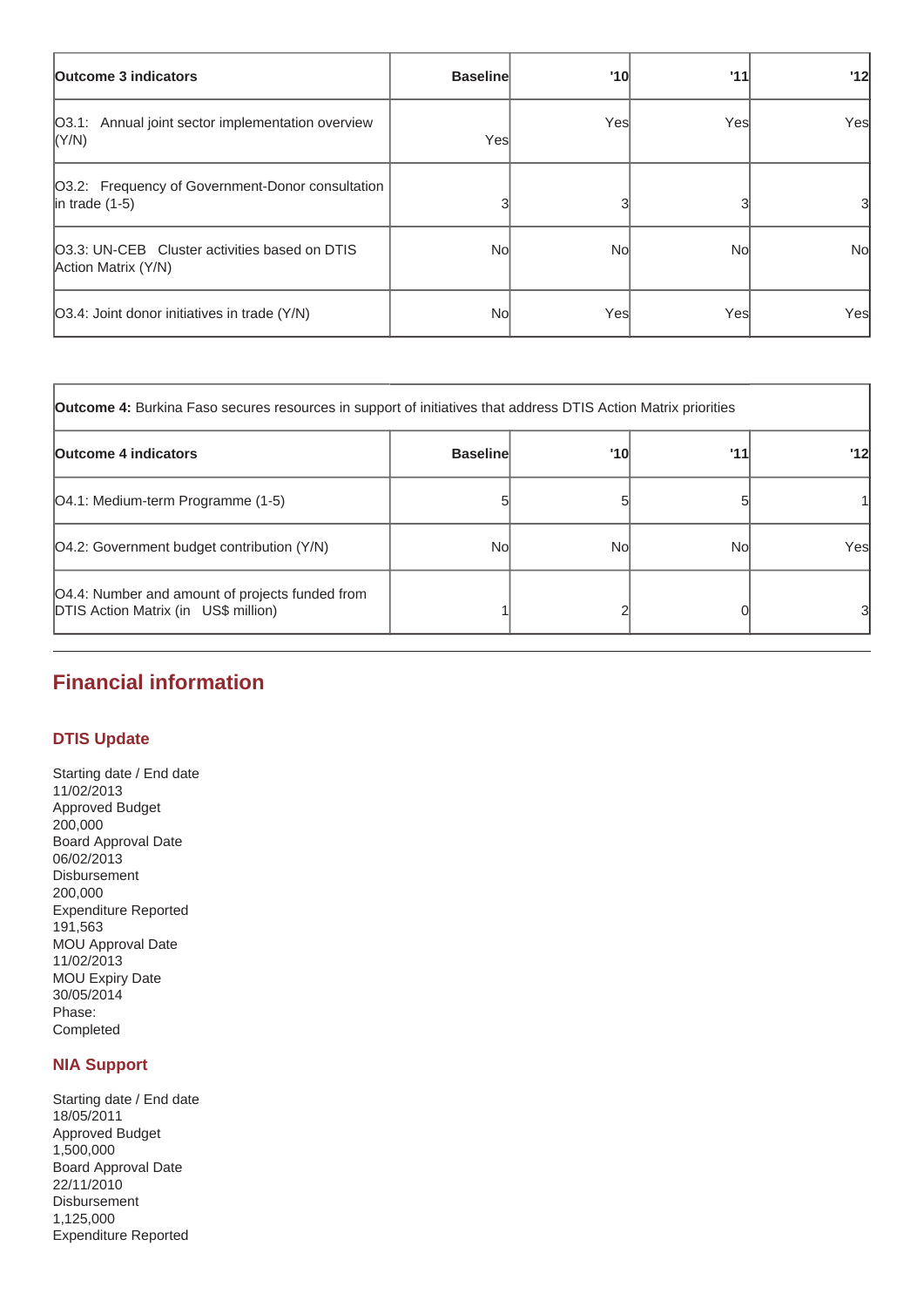| Outcome 3 indicators | Baseline | '10 | '11 | '12 |
| --- | --- | --- | --- | --- |
| O3.1: Annual joint sector implementation overview (Y/N) | Yes | Yes | Yes | Yes |
| O3.2: Frequency of Government-Donor consultation in trade (1-5) | 3 | 3 | 3 | 3 |
| O3.3: UN-CEB Cluster activities based on DTIS Action Matrix (Y/N) | No | No | No | No |
| O3.4: Joint donor initiatives in trade (Y/N) | No | Yes | Yes | Yes |

| **Outcome 4:** Burkina Faso secures resources in support of initiatives that address DTIS Action Matrix priorities | | | | |
| --- | --- | --- | --- | --- |
| **Outcome 4 indicators** | **Baseline** | **'10** | **'11** | **'12** |
| O4.1: Medium-term Programme (1-5) | 5 | 5 | 5 | 1 |
| O4.2: Government budget contribution (Y/N) | No | No | No | Yes |
| O4.4: Number and amount of projects funded from DTIS Action Matrix (in US$ million) | 1 | 2 | 0 | 3 |

## Financial information

### DTIS Update

Starting date / End date
11/02/2013
Approved Budget
200,000
Board Approval Date
06/02/2013
Disbursement
200,000
Expenditure Reported
191,563
MOU Approval Date
11/02/2013
MOU Expiry Date
30/05/2014
Phase:
Completed

### NIA Support

Starting date / End date
18/05/2011
Approved Budget
1,500,000
Board Approval Date
22/11/2010
Disbursement
1,125,000
Expenditure Reported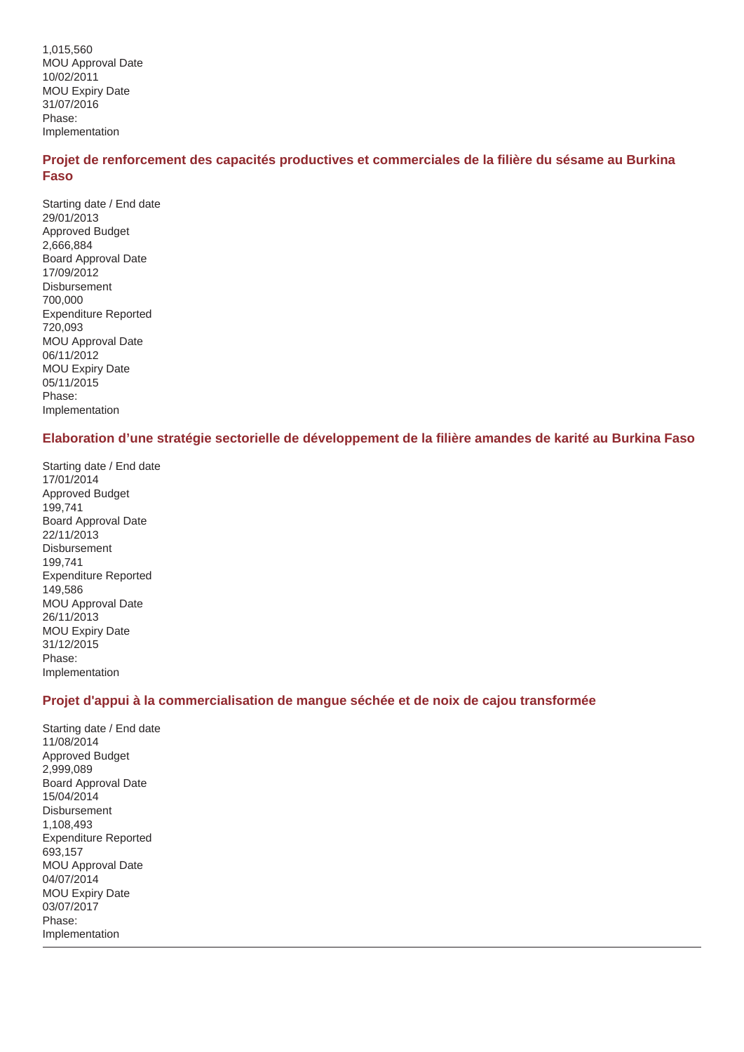1,015,560
MOU Approval Date
10/02/2011
MOU Expiry Date
31/07/2016
Phase:
Implementation

### Projet de renforcement des capacités productives et commerciales de la filière du sésame au Burkina Faso

Starting date / End date
29/01/2013
Approved Budget
2,666,884
Board Approval Date
17/09/2012
Disbursement
700,000
Expenditure Reported
720,093
MOU Approval Date
06/11/2012
MOU Expiry Date
05/11/2015
Phase:
Implementation

### Elaboration d’une stratégie sectorielle de développement de la filière amandes de karité au Burkina Faso

Starting date / End date
17/01/2014
Approved Budget
199,741
Board Approval Date
22/11/2013
Disbursement
199,741
Expenditure Reported
149,586
MOU Approval Date
26/11/2013
MOU Expiry Date
31/12/2015
Phase:
Implementation

### Projet d'appui à la commercialisation de mangue séchée et de noix de cajou transformée

Starting date / End date
11/08/2014
Approved Budget
2,999,089
Board Approval Date
15/04/2014
Disbursement
1,108,493
Expenditure Reported
693,157
MOU Approval Date
04/07/2014
MOU Expiry Date
03/07/2017
Phase:
Implementation

---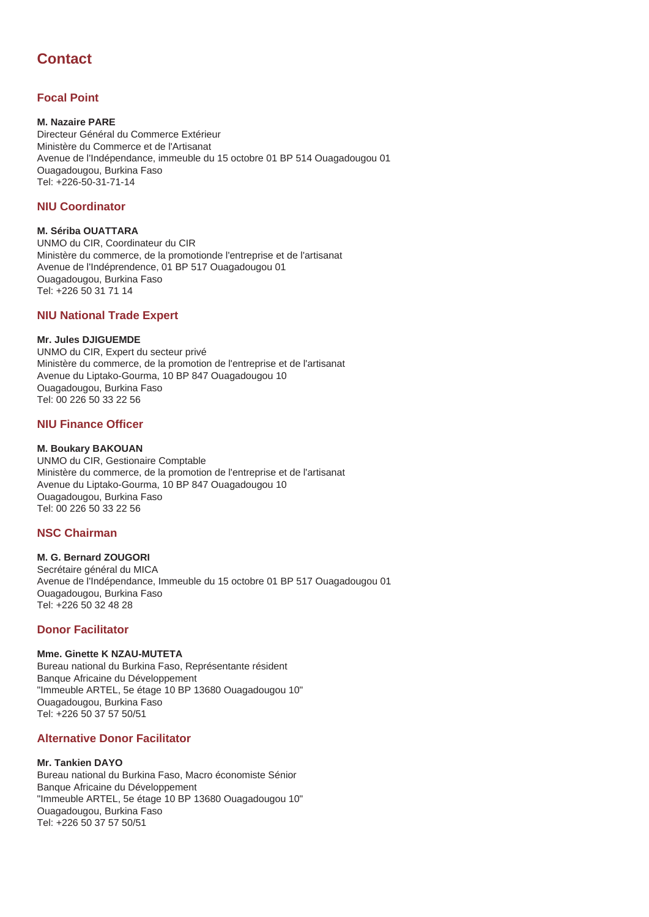# Contact

## Focal Point

**M. Nazaire PARE**
Directeur Général du Commerce Extérieur
Ministère du Commerce et de l'Artisanat
Avenue de l'Indépendance, immeuble du 15 octobre 01 BP 514 Ouagadougou 01
Ouagadougou, Burkina Faso
Tel: +226-50-31-71-14

## NIU Coordinator

**M. Sériba OUATTARA**
UNMO du CIR, Coordinateur du CIR
Ministère du commerce, de la promotionde l'entreprise et de l'artisanat
Avenue de l'Indéprendence, 01 BP 517 Ouagadougou 01
Ouagadougou, Burkina Faso
Tel: +226 50 31 71 14

## NIU National Trade Expert

**Mr. Jules DJIGUEMDE**
UNMO du CIR, Expert du secteur privé
Ministère du commerce, de la promotion de l'entreprise et de l'artisanat
Avenue du Liptako-Gourma, 10 BP 847 Ouagadougou 10
Ouagadougou, Burkina Faso
Tel: 00 226 50 33 22 56

## NIU Finance Officer

**M. Boukary BAKOUAN**
UNMO du CIR, Gestionaire Comptable
Ministère du commerce, de la promotion de l'entreprise et de l'artisanat
Avenue du Liptako-Gourma, 10 BP 847 Ouagadougou 10
Ouagadougou, Burkina Faso
Tel: 00 226 50 33 22 56

## NSC Chairman

**M. G. Bernard ZOUGORI**
Secrétaire général du MICA
Avenue de l'Indépendance, Immeuble du 15 octobre 01 BP 517 Ouagadougou 01
Ouagadougou, Burkina Faso
Tel: +226 50 32 48 28

## Donor Facilitator

**Mme. Ginette K NZAU-MUTETA**
Bureau national du Burkina Faso, Représentante résident
Banque Africaine du Développement
"Immeuble ARTEL, 5e étage 10 BP 13680 Ouagadougou 10"
Ouagadougou, Burkina Faso
Tel: +226 50 37 57 50/51

## Alternative Donor Facilitator

**Mr. Tankien DAYO**
Bureau national du Burkina Faso, Macro économiste Sénior
Banque Africaine du Développement
"Immeuble ARTEL, 5e étage 10 BP 13680 Ouagadougou 10"
Ouagadougou, Burkina Faso
Tel: +226 50 37 57 50/51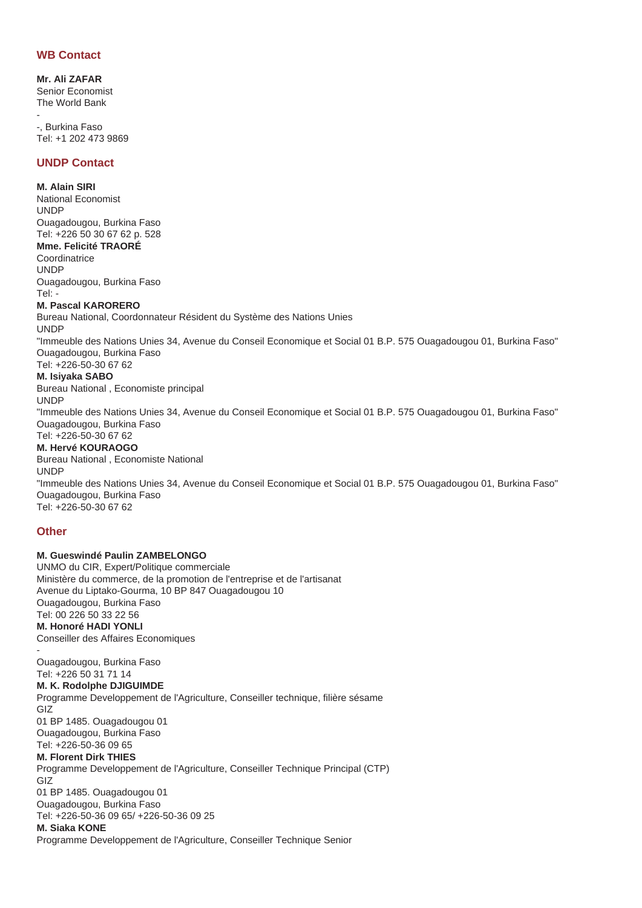## WB Contact

**Mr. Ali ZAFAR**
Senior Economist
The World Bank
-
-, Burkina Faso
Tel: +1 202 473 9869

## UNDP Contact

**M. Alain SIRI**
National Economist
UNDP
Ouagadougou, Burkina Faso
Tel: +226 50 30 67 62 p. 528

**Mme. Felicité TRAORÉ**
Coordinatrice
UNDP
Ouagadougou, Burkina Faso
Tel: -

**M. Pascal KARORERO**
Bureau National, Coordonnateur Résident du Système des Nations Unies
UNDP
"Immeuble des Nations Unies 34, Avenue du Conseil Economique et Social 01 B.P. 575 Ouagadougou 01, Burkina Faso"
Ouagadougou, Burkina Faso
Tel: +226-50-30 67 62

**M. Isiyaka SABO**
Bureau National , Economiste principal
UNDP
"Immeuble des Nations Unies 34, Avenue du Conseil Economique et Social 01 B.P. 575 Ouagadougou 01, Burkina Faso"
Ouagadougou, Burkina Faso
Tel: +226-50-30 67 62

**M. Hervé KOURAOGO**
Bureau National , Economiste National
UNDP
"Immeuble des Nations Unies 34, Avenue du Conseil Economique et Social 01 B.P. 575 Ouagadougou 01, Burkina Faso"
Ouagadougou, Burkina Faso
Tel: +226-50-30 67 62

## Other

**M. Gueswindé Paulin ZAMBELONGO**
UNMO du CIR, Expert/Politique commerciale
Ministère du commerce, de la promotion de l'entreprise et de l'artisanat
Avenue du Liptako-Gourma, 10 BP 847 Ouagadougou 10
Ouagadougou, Burkina Faso
Tel: 00 226 50 33 22 56

**M. Honoré HADI YONLI**
Conseiller des Affaires Economiques
-
Ouagadougou, Burkina Faso
Tel: +226 50 31 71 14

**M. K. Rodolphe DJIGUIMDE**
Programme Developpement de l'Agriculture, Conseiller technique, filière sésame
GIZ
01 BP 1485. Ouagadougou 01
Ouagadougou, Burkina Faso
Tel: +226-50-36 09 65

**M. Florent Dirk THIES**
Programme Developpement de l'Agriculture, Conseiller Technique Principal (CTP)
GIZ
01 BP 1485. Ouagadougou 01
Ouagadougou, Burkina Faso
Tel: +226-50-36 09 65/ +226-50-36 09 25

**M. Siaka KONE**
Programme Developpement de l'Agriculture, Conseiller Technique Senior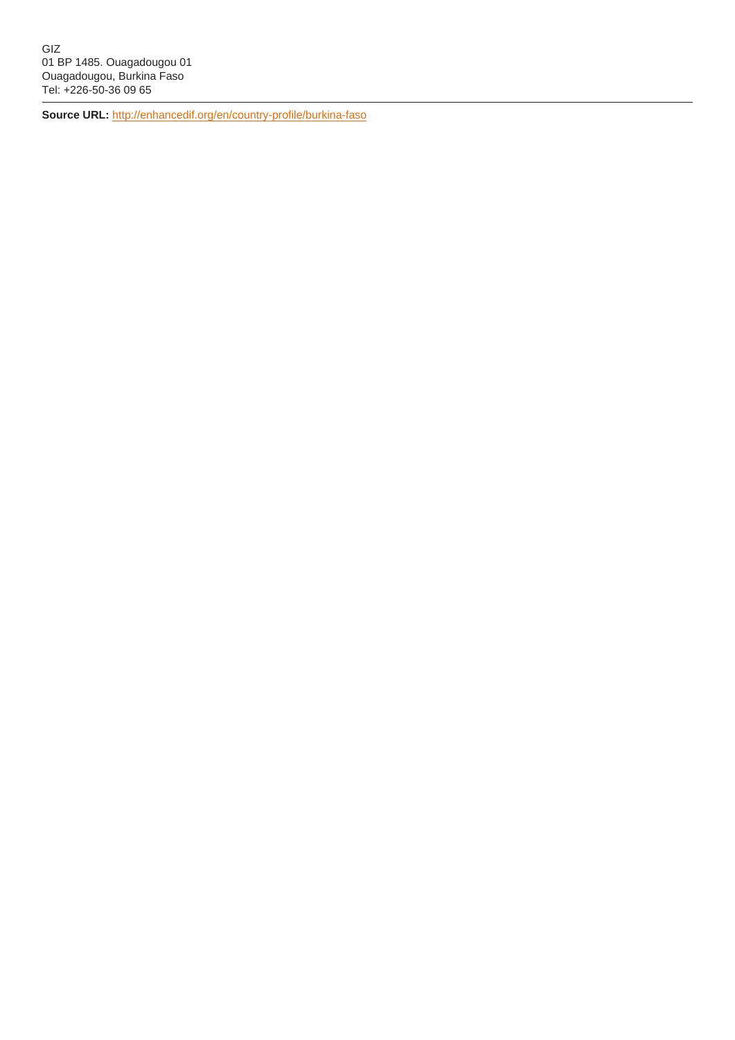GIZ
01 BP 1485. Ouagadougou 01
Ouagadougou, Burkina Faso
Tel: +226-50-36 09 65

---

**Source URL:** http://enhancedif.org/en/country-profile/burkina-faso